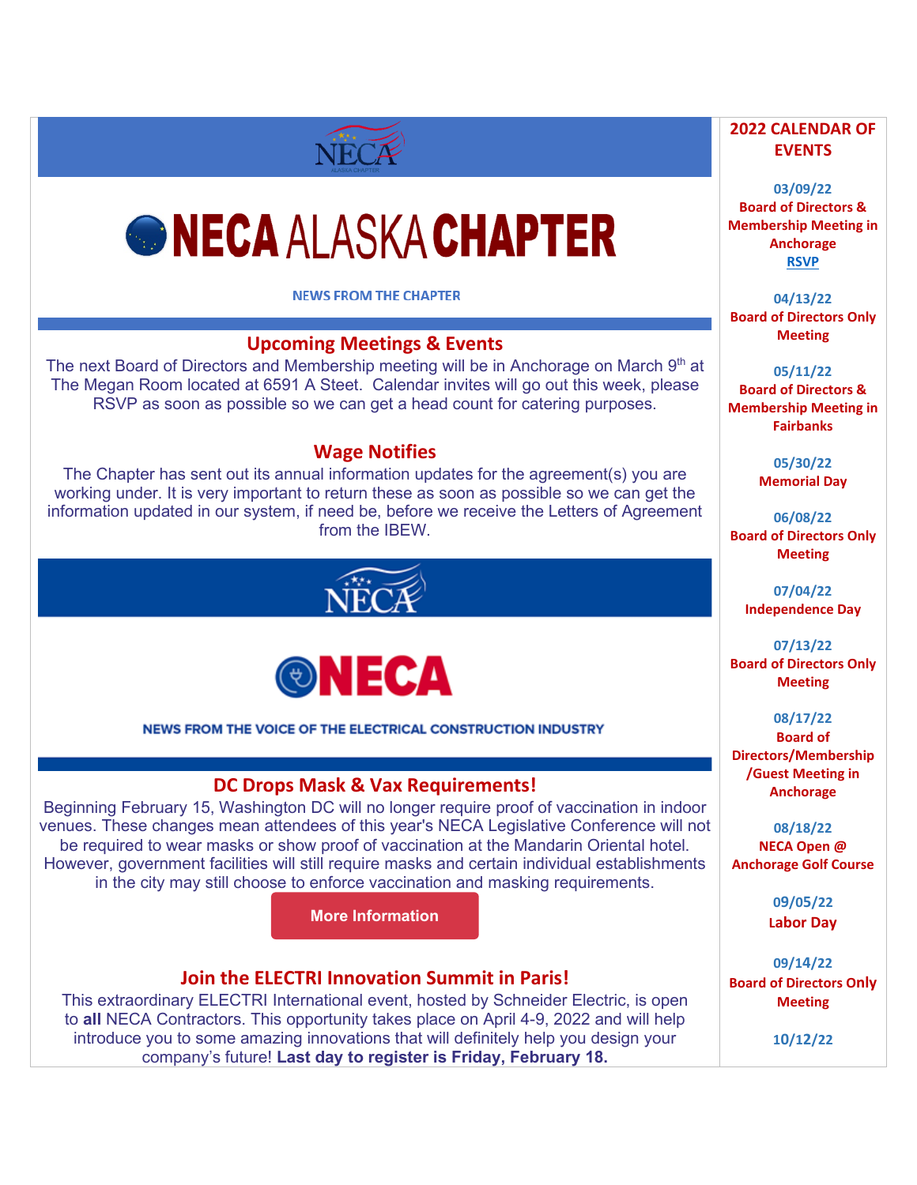# NECA ALASKA CHAPTER

NEWS FROM THE CHAPTER

## Upcoming Meetings & Events

The next Board of Directors and Membership meeting will be in Anchorage on March 9th at The Megan Room located at 6591 A Steet. Calendar invites will go out this week, please RSVP as soon as possible so we can get a head count for catering purposes.

## Wage Notifies

The Chapter has sent out its annual information updates for the agreement(s) you are working under. It is very important to return these as soon as possible so we can get the information updated in our system, if need be, before we receive the Letters of Agreement from the IBEW.

# NECA

NEWS FROM THE VOICE OF THE ELECTRICAL CONSTRUCTION INDUSTRY

## DC Drops Mask & Vax Requirements!

Beginning February 15, Washington DC will no longer require proof of vaccination in indoor venues. These changes mean attendees of this year's NECA Legislative Conference will not be required to wear masks or show proof of vaccination at the Mandarin Oriental hotel. However, government facilities will still require masks and certain individual establishments in the city may still choose to enforce vaccination and masking requirements.

More Information

## Join the ELECTRI Innovation Summit in Paris!

This extraordinary ELECTRI International event, hosted by Schneider Electric, is open to **all** NECA Contractors. This opportunity takes place on April 4-9, 2022 and will help introduce you to some amazing innovations that will definitely help you design your company's future! **Last day to register is Friday, February 18.**

## 2022 CALENDAR OF EVENTS

**03/09/22**
Board of Directors & Membership Meeting in Anchorage
RSVP

**04/13/22**
Board of Directors Only Meeting

**05/11/22**
Board of Directors & Membership Meeting in Fairbanks

**05/30/22**
Memorial Day

**06/08/22**
Board of Directors Only Meeting

**07/04/22**
Independence Day

**07/13/22**
Board of Directors Only Meeting

**08/17/22**
Board of Directors/Membership /Guest Meeting in Anchorage

**08/18/22**
NECA Open @ Anchorage Golf Course

**09/05/22**
Labor Day

**09/14/22**
Board of Directors Only Meeting

**10/12/22**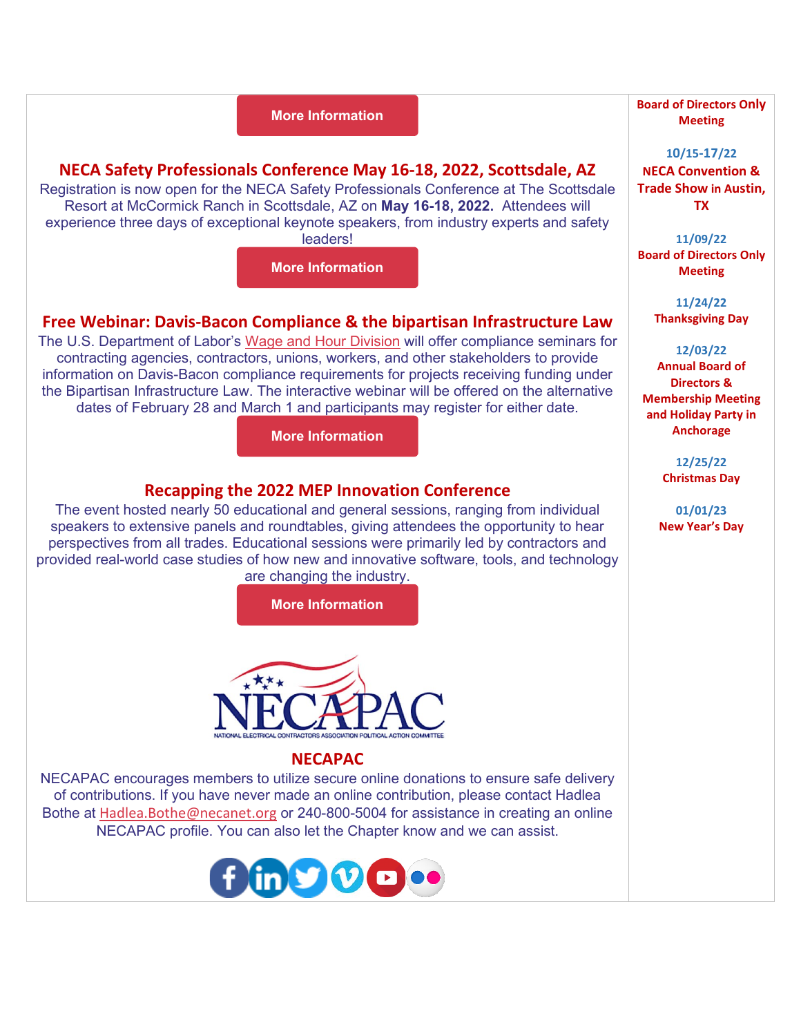More Information

## NECA Safety Professionals Conference May 16-18, 2022, Scottsdale, AZ

Registration is now open for the NECA Safety Professionals Conference at The Scottsdale Resort at McCormick Ranch in Scottsdale, AZ on **May 16-18, 2022.** Attendees will experience three days of exceptional keynote speakers, from industry experts and safety leaders!

More Information

## Free Webinar: Davis-Bacon Compliance & the bipartisan Infrastructure Law

The U.S. Department of Labor's Wage and Hour Division will offer compliance seminars for contracting agencies, contractors, unions, workers, and other stakeholders to provide information on Davis-Bacon compliance requirements for projects receiving funding under the Bipartisan Infrastructure Law. The interactive webinar will be offered on the alternative dates of February 28 and March 1 and participants may register for either date.

More Information

## Recapping the 2022 MEP Innovation Conference

The event hosted nearly 50 educational and general sessions, ranging from individual speakers to extensive panels and roundtables, giving attendees the opportunity to hear perspectives from all trades. Educational sessions were primarily led by contractors and provided real-world case studies of how new and innovative software, tools, and technology are changing the industry.

More Information

NECAPAC
NATIONAL ELECTRICAL CONTRACTORS ASSOCIATION POLITICAL ACTION COMMITTEE

## NECAPAC

NECAPAC encourages members to utilize secure online donations to ensure safe delivery of contributions. If you have never made an online contribution, please contact Hadlea Bothe at Hadlea.Bothe@necanet.org or 240-800-5004 for assistance in creating an online NECAPAC profile. You can also let the Chapter know and we can assist.

**Board of Directors Only Meeting**

**10/15-17/22**
**NECA Convention & Trade Show in Austin, TX**

**11/09/22**
**Board of Directors Only Meeting**

**11/24/22**
**Thanksgiving Day**

**12/03/22**
**Annual Board of Directors & Membership Meeting and Holiday Party in Anchorage**

**12/25/22**
**Christmas Day**

**01/01/23**
**New Year's Day**